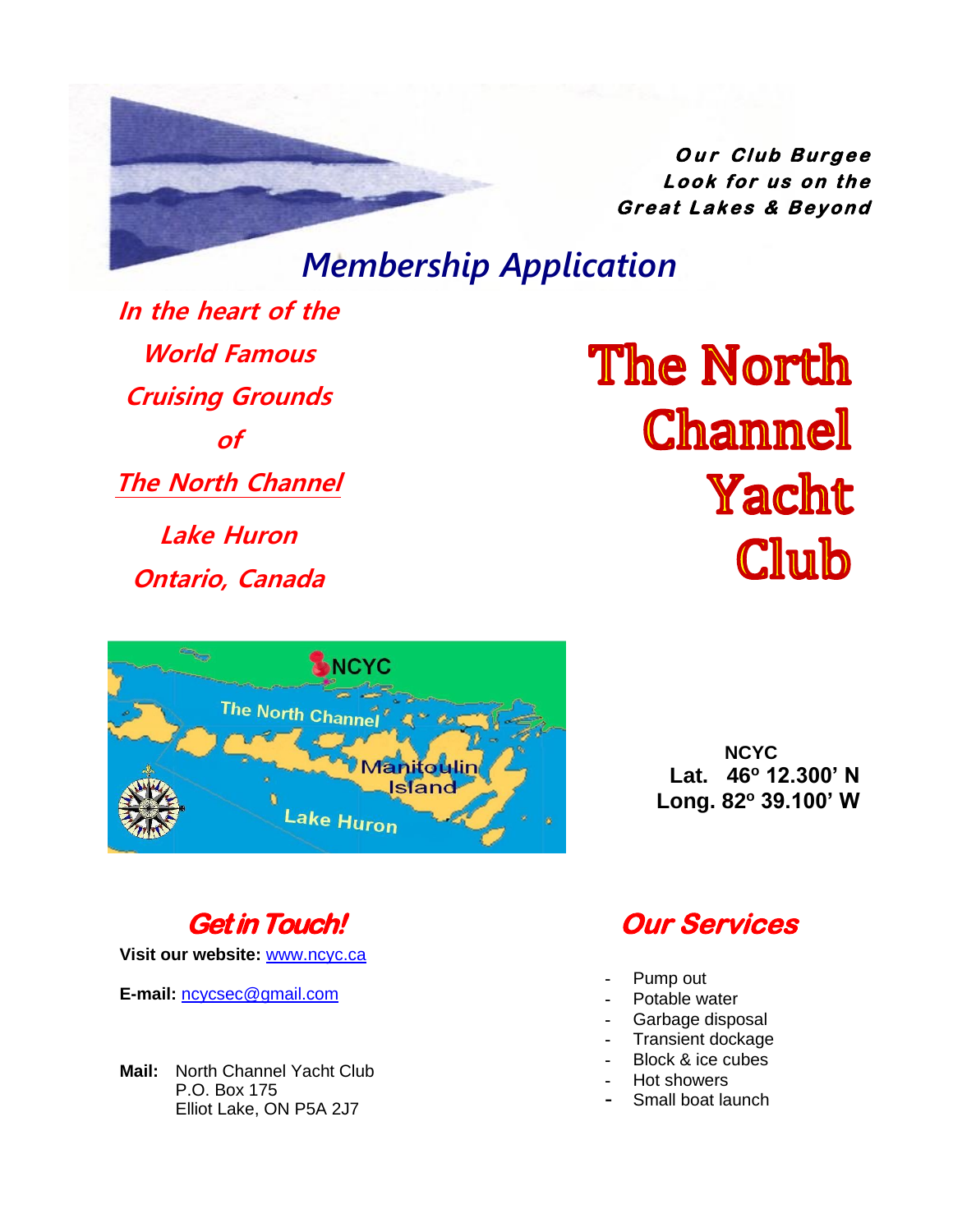*Our Club Burgee*
*Look for us on the*
*Great Lakes & Beyond*

# *Membership Application*

*In the heart of the*
*World Famous*
*Cruising Grounds*
*of*
*The North Channel*
*Lake Huron*
*Ontario, Canada*

# The North Channel Yacht Club

**NCYC**
**Lat. 46º 12.300' N**
**Long. 82º 39.100' W**

## *Get in Touch!*

**Visit our website:** www.ncyc.ca

**E-mail:** ncycsec@gmail.com

**Mail:** North Channel Yacht Club
P.O. Box 175
Elliot Lake, ON P5A 2J7

## *Our Services*

- Pump out
- Potable water
- Garbage disposal
- Transient dockage
- Block & ice cubes
- Hot showers
- Small boat launch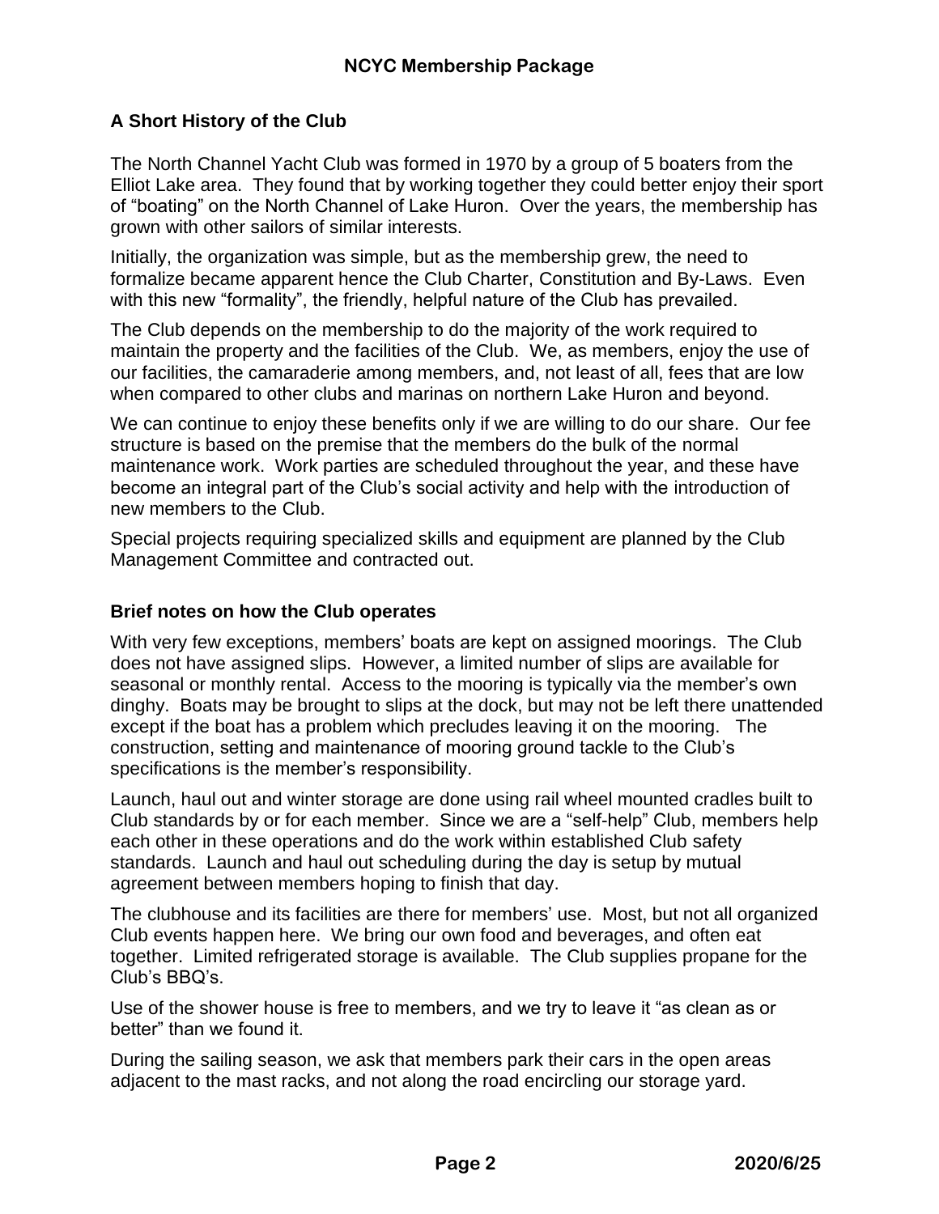## A Short History of the Club

The North Channel Yacht Club was formed in 1970 by a group of 5 boaters from the Elliot Lake area. They found that by working together they could better enjoy their sport of "boating" on the North Channel of Lake Huron. Over the years, the membership has grown with other sailors of similar interests.

Initially, the organization was simple, but as the membership grew, the need to formalize became apparent hence the Club Charter, Constitution and By-Laws. Even with this new "formality", the friendly, helpful nature of the Club has prevailed.

The Club depends on the membership to do the majority of the work required to maintain the property and the facilities of the Club. We, as members, enjoy the use of our facilities, the camaraderie among members, and, not least of all, fees that are low when compared to other clubs and marinas on northern Lake Huron and beyond.

We can continue to enjoy these benefits only if we are willing to do our share. Our fee structure is based on the premise that the members do the bulk of the normal maintenance work. Work parties are scheduled throughout the year, and these have become an integral part of the Club's social activity and help with the introduction of new members to the Club.

Special projects requiring specialized skills and equipment are planned by the Club Management Committee and contracted out.

## Brief notes on how the Club operates

With very few exceptions, members' boats are kept on assigned moorings. The Club does not have assigned slips. However, a limited number of slips are available for seasonal or monthly rental. Access to the mooring is typically via the member's own dinghy. Boats may be brought to slips at the dock, but may not be left there unattended except if the boat has a problem which precludes leaving it on the mooring. The construction, setting and maintenance of mooring ground tackle to the Club's specifications is the member's responsibility.

Launch, haul out and winter storage are done using rail wheel mounted cradles built to Club standards by or for each member. Since we are a "self-help" Club, members help each other in these operations and do the work within established Club safety standards. Launch and haul out scheduling during the day is setup by mutual agreement between members hoping to finish that day.

The clubhouse and its facilities are there for members' use. Most, but not all organized Club events happen here. We bring our own food and beverages, and often eat together. Limited refrigerated storage is available. The Club supplies propane for the Club's BBQ's.

Use of the shower house is free to members, and we try to leave it "as clean as or better" than we found it.

During the sailing season, we ask that members park their cars in the open areas adjacent to the mast racks, and not along the road encircling our storage yard.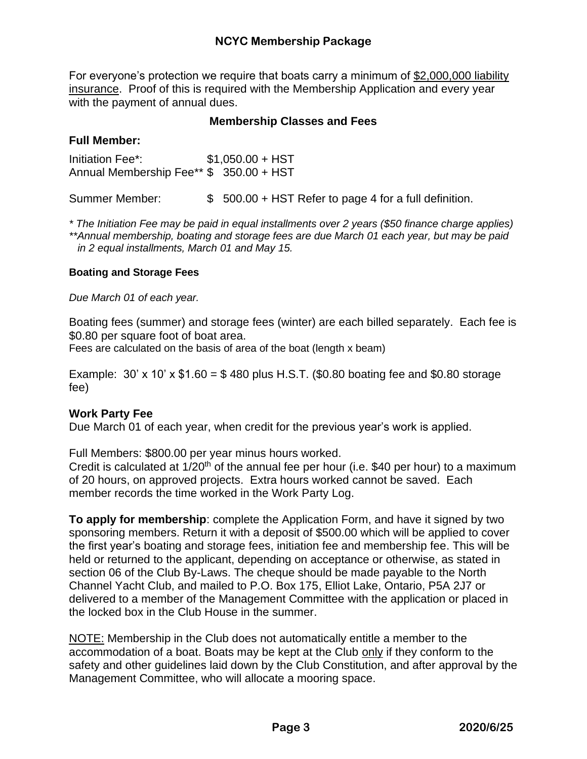## NCYC Membership Package

For everyone's protection we require that boats carry a minimum of $2,000,000 liability insurance. Proof of this is required with the Membership Application and every year with the payment of annual dues.

### Membership Classes and Fees

**Full Member:**

Initiation Fee*: $1,050.00 + HST
Annual Membership Fee** $ 350.00 + HST

Summer Member: $ 500.00 + HST Refer to page 4 for a full definition.

*\* The Initiation Fee may be paid in equal installments over 2 years ($50 finance charge applies)*
*\*\*Annual membership, boating and storage fees are due March 01 each year, but may be paid in 2 equal installments, March 01 and May 15.*

**Boating and Storage Fees**

*Due March 01 of each year.*

Boating fees (summer) and storage fees (winter) are each billed separately. Each fee is $0.80 per square foot of boat area.
Fees are calculated on the basis of area of the boat (length x beam)

Example: 30' x 10' x $1.60 = $ 480 plus H.S.T. ($0.80 boating fee and $0.80 storage fee)

**Work Party Fee**
Due March 01 of each year, when credit for the previous year's work is applied.

Full Members: $800.00 per year minus hours worked.
Credit is calculated at 1/20th of the annual fee per hour (i.e. $40 per hour) to a maximum of 20 hours, on approved projects. Extra hours worked cannot be saved. Each member records the time worked in the Work Party Log.

**To apply for membership**: complete the Application Form, and have it signed by two sponsoring members. Return it with a deposit of $500.00 which will be applied to cover the first year's boating and storage fees, initiation fee and membership fee. This will be held or returned to the applicant, depending on acceptance or otherwise, as stated in section 06 of the Club By-Laws. The cheque should be made payable to the North Channel Yacht Club, and mailed to P.O. Box 175, Elliot Lake, Ontario, P5A 2J7 or delivered to a member of the Management Committee with the application or placed in the locked box in the Club House in the summer.

NOTE: Membership in the Club does not automatically entitle a member to the accommodation of a boat. Boats may be kept at the Club only if they conform to the safety and other guidelines laid down by the Club Constitution, and after approval by the Management Committee, who will allocate a mooring space.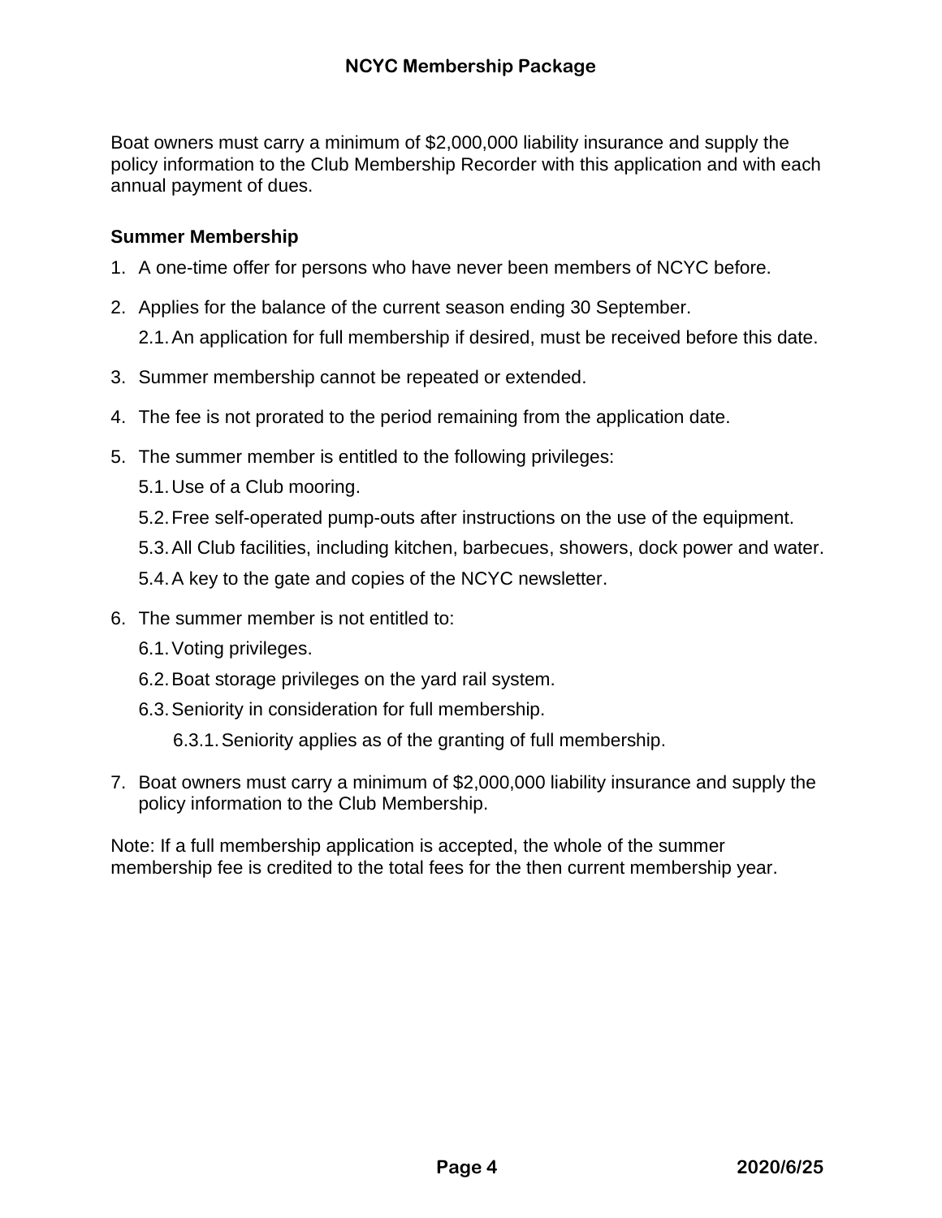Boat owners must carry a minimum of $2,000,000 liability insurance and supply the policy information to the Club Membership Recorder with this application and with each annual payment of dues.

### Summer Membership

1. A one-time offer for persons who have never been members of NCYC before.
2. Applies for the balance of the current season ending 30 September.
   2.1. An application for full membership if desired, must be received before this date.
3. Summer membership cannot be repeated or extended.
4. The fee is not prorated to the period remaining from the application date.
5. The summer member is entitled to the following privileges:
   5.1. Use of a Club mooring.
   5.2. Free self-operated pump-outs after instructions on the use of the equipment.
   5.3. All Club facilities, including kitchen, barbecues, showers, dock power and water.
   5.4. A key to the gate and copies of the NCYC newsletter.
6. The summer member is not entitled to:
   6.1. Voting privileges.
   6.2. Boat storage privileges on the yard rail system.
   6.3. Seniority in consideration for full membership.
      6.3.1. Seniority applies as of the granting of full membership.
7. Boat owners must carry a minimum of $2,000,000 liability insurance and supply the policy information to the Club Membership.

Note: If a full membership application is accepted, the whole of the summer membership fee is credited to the total fees for the then current membership year.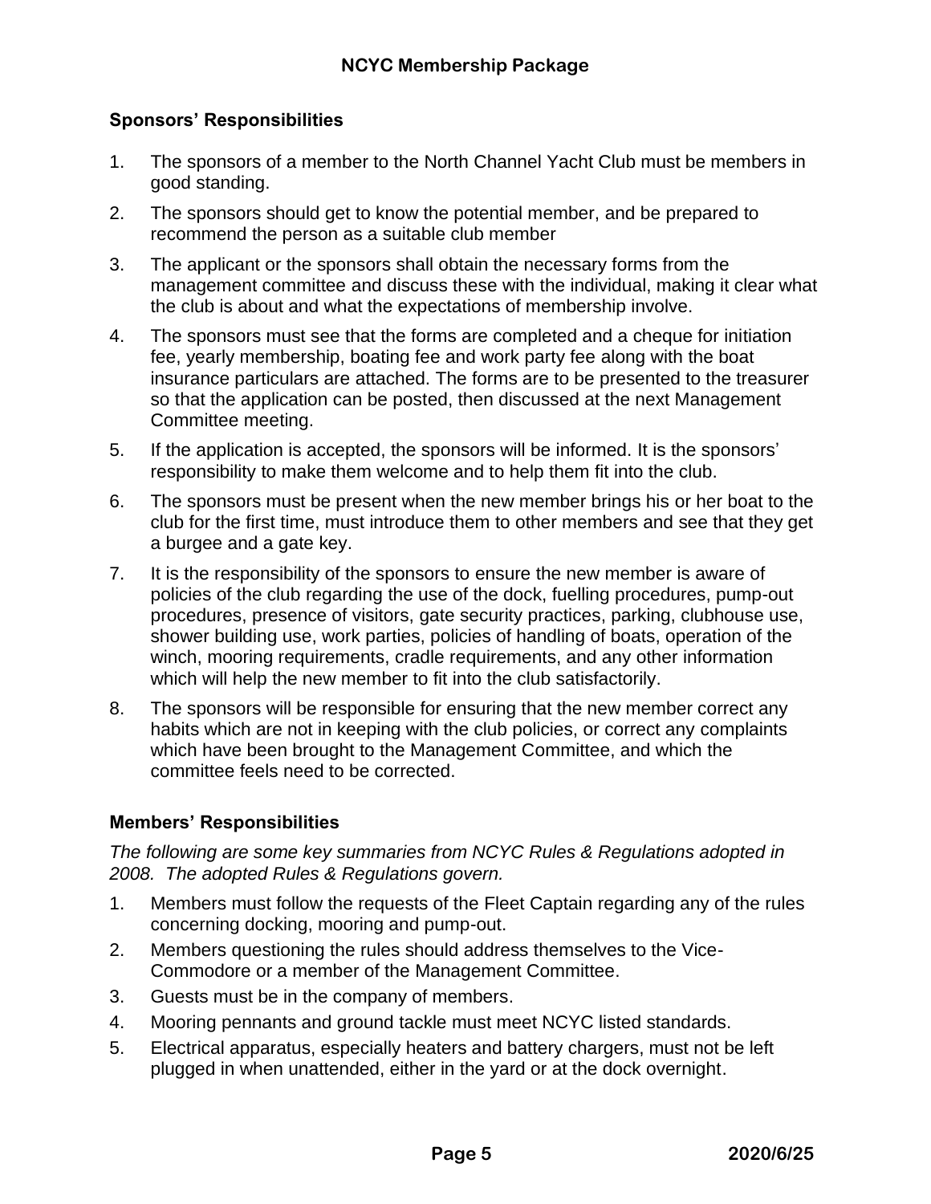## Sponsors' Responsibilities

1. The sponsors of a member to the North Channel Yacht Club must be members in good standing.
2. The sponsors should get to know the potential member, and be prepared to recommend the person as a suitable club member
3. The applicant or the sponsors shall obtain the necessary forms from the management committee and discuss these with the individual, making it clear what the club is about and what the expectations of membership involve.
4. The sponsors must see that the forms are completed and a cheque for initiation fee, yearly membership, boating fee and work party fee along with the boat insurance particulars are attached. The forms are to be presented to the treasurer so that the application can be posted, then discussed at the next Management Committee meeting.
5. If the application is accepted, the sponsors will be informed. It is the sponsors' responsibility to make them welcome and to help them fit into the club.
6. The sponsors must be present when the new member brings his or her boat to the club for the first time, must introduce them to other members and see that they get a burgee and a gate key.
7. It is the responsibility of the sponsors to ensure the new member is aware of policies of the club regarding the use of the dock, fuelling procedures, pump-out procedures, presence of visitors, gate security practices, parking, clubhouse use, shower building use, work parties, policies of handling of boats, operation of the winch, mooring requirements, cradle requirements, and any other information which will help the new member to fit into the club satisfactorily.
8. The sponsors will be responsible for ensuring that the new member correct any habits which are not in keeping with the club policies, or correct any complaints which have been brought to the Management Committee, and which the committee feels need to be corrected.

## Members' Responsibilities

*The following are some key summaries from NCYC Rules & Regulations adopted in 2008. The adopted Rules & Regulations govern.*

1. Members must follow the requests of the Fleet Captain regarding any of the rules concerning docking, mooring and pump-out.
2. Members questioning the rules should address themselves to the Vice-Commodore or a member of the Management Committee.
3. Guests must be in the company of members.
4. Mooring pennants and ground tackle must meet NCYC listed standards.
5. Electrical apparatus, especially heaters and battery chargers, must not be left plugged in when unattended, either in the yard or at the dock overnight.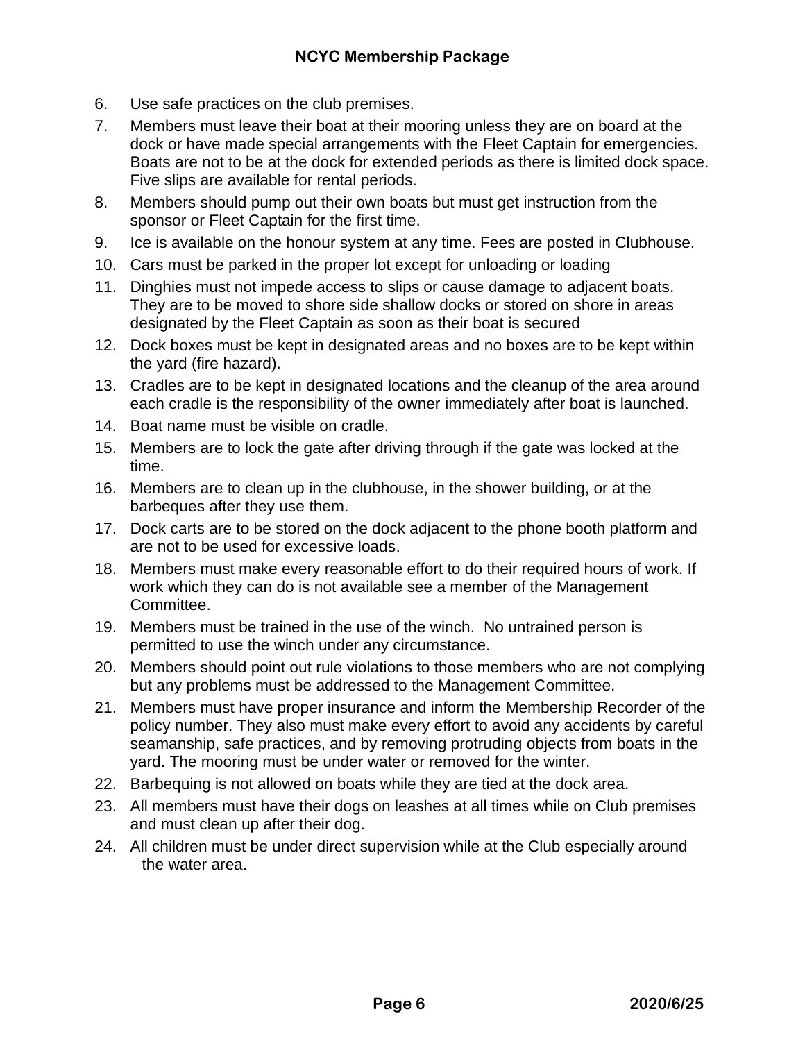6. Use safe practices on the club premises.
7. Members must leave their boat at their mooring unless they are on board at the dock or have made special arrangements with the Fleet Captain for emergencies. Boats are not to be at the dock for extended periods as there is limited dock space. Five slips are available for rental periods.
8. Members should pump out their own boats but must get instruction from the sponsor or Fleet Captain for the first time.
9. Ice is available on the honour system at any time. Fees are posted in Clubhouse.
10. Cars must be parked in the proper lot except for unloading or loading
11. Dinghies must not impede access to slips or cause damage to adjacent boats. They are to be moved to shore side shallow docks or stored on shore in areas designated by the Fleet Captain as soon as their boat is secured
12. Dock boxes must be kept in designated areas and no boxes are to be kept within the yard (fire hazard).
13. Cradles are to be kept in designated locations and the cleanup of the area around each cradle is the responsibility of the owner immediately after boat is launched.
14. Boat name must be visible on cradle.
15. Members are to lock the gate after driving through if the gate was locked at the time.
16. Members are to clean up in the clubhouse, in the shower building, or at the barbeques after they use them.
17. Dock carts are to be stored on the dock adjacent to the phone booth platform and are not to be used for excessive loads.
18. Members must make every reasonable effort to do their required hours of work. If work which they can do is not available see a member of the Management Committee.
19. Members must be trained in the use of the winch. No untrained person is permitted to use the winch under any circumstance.
20. Members should point out rule violations to those members who are not complying but any problems must be addressed to the Management Committee.
21. Members must have proper insurance and inform the Membership Recorder of the policy number. They also must make every effort to avoid any accidents by careful seamanship, safe practices, and by removing protruding objects from boats in the yard. The mooring must be under water or removed for the winter.
22. Barbequing is not allowed on boats while they are tied at the dock area.
23. All members must have their dogs on leashes at all times while on Club premises and must clean up after their dog.
24. All children must be under direct supervision while at the Club especially around the water area.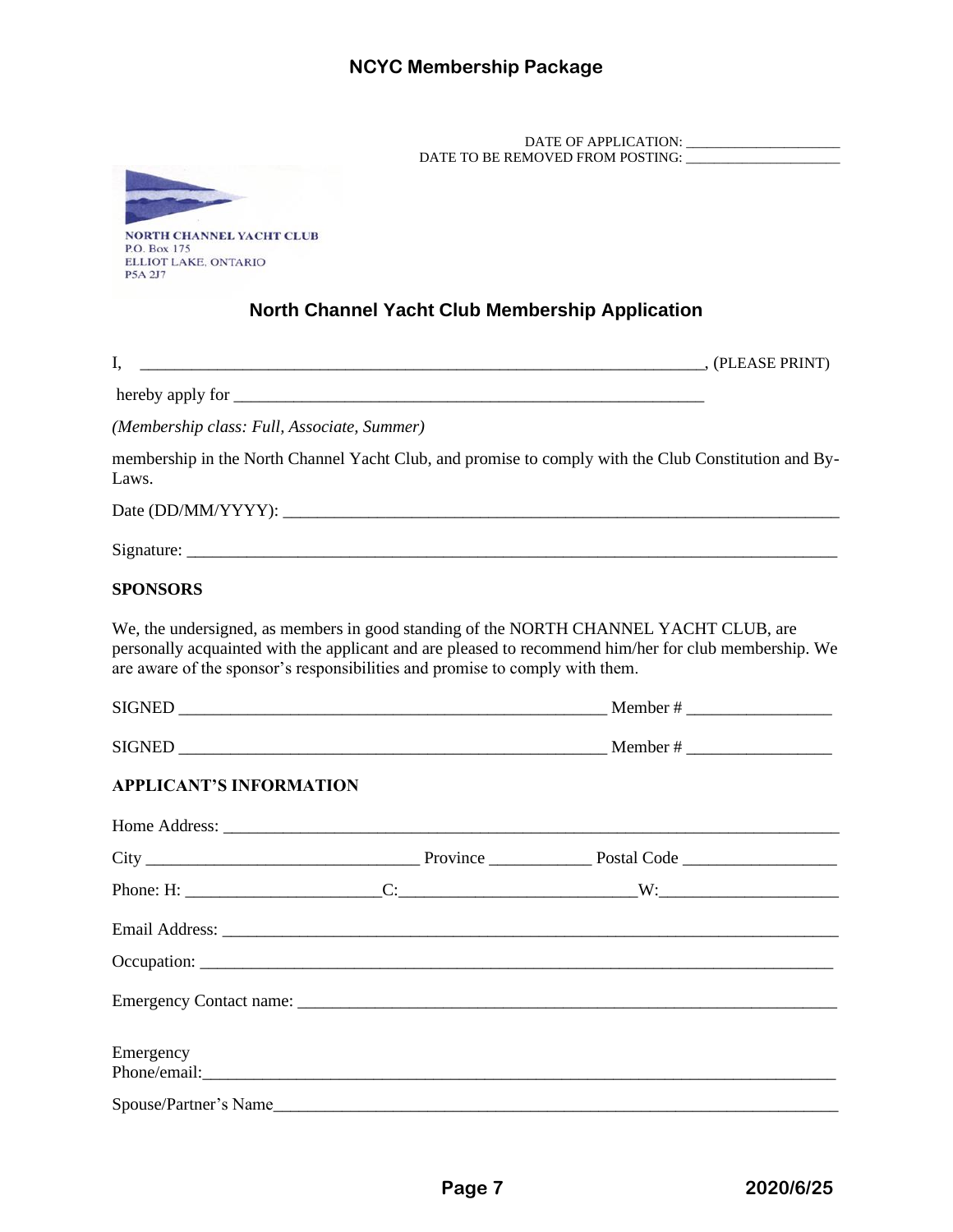DATE OF APPLICATION: ____________________
DATE TO BE REMOVED FROM POSTING: ____________________

NORTH CHANNEL YACHT CLUB
P.O. Box 175
ELLIOT LAKE, ONTARIO
P5A 2J7

## North Channel Yacht Club Membership Application

I, ____________________________________________________________, (PLEASE PRINT)

hereby apply for ____________________________________________________

*(Membership class: Full, Associate, Summer)*

membership in the North Channel Yacht Club, and promise to comply with the Club Constitution and By-Laws.

Date (DD/MM/YYYY): ____________________________________________________________

Signature: ____________________________________________________________________

**SPONSORS**

We, the undersigned, as members in good standing of the NORTH CHANNEL YACHT CLUB, are personally acquainted with the applicant and are pleased to recommend him/her for club membership. We are aware of the sponsor's responsibilities and promise to comply with them.

SIGNED ______________________________________________ Member # _______________

SIGNED ______________________________________________ Member # _______________

**APPLICANT'S INFORMATION**

Home Address: _________________________________________________________________

City _____________________________ Province ___________ Postal Code ________________

Phone: H: ____________________C:________________________W:____________________

Email Address: _________________________________________________________________

Occupation: ___________________________________________________________________

Emergency Contact name: _______________________________________________________

Emergency Phone/email:_________________________________________________________

Spouse/Partner's Name__________________________________________________________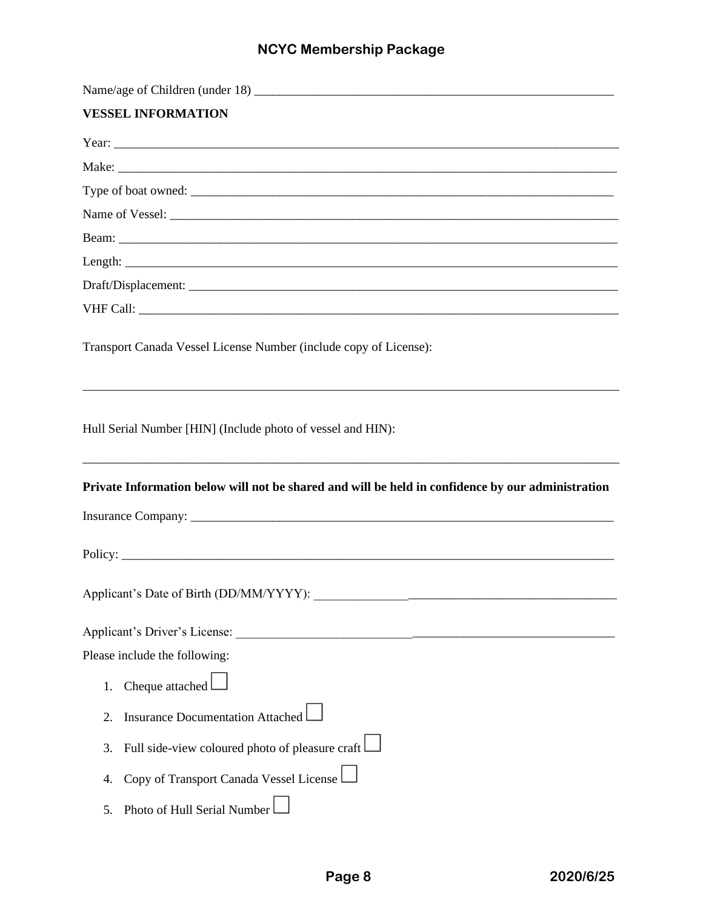Name/age of Children (under 18) ___________________________________________________________

**VESSEL INFORMATION**

Year: ______________________________________________________________________________

Make: ______________________________________________________________________________

Type of boat owned: _______________________________________________________________

Name of Vessel: __________________________________________________________________

Beam: ______________________________________________________________________________

Length: ____________________________________________________________________________

Draft/Displacement: ________________________________________________________________

VHF Call: ___________________________________________________________________________

Transport Canada Vessel License Number (include copy of License):

______________________________________________________________________________________

Hull Serial Number [HIN] (Include photo of vessel and HIN):

______________________________________________________________________________________

**Private Information below will not be shared and will be held in confidence by our administration**

Insurance Company: _________________________________________________________________

Policy: ______________________________________________________________________________

Applicant's Date of Birth (DD/MM/YYYY): _______________________________________________

Applicant's Driver's License: __________________________________________________________

Please include the following:

1. Cheque attached ☐
2. Insurance Documentation Attached ☐
3. Full side-view coloured photo of pleasure craft ☐
4. Copy of Transport Canada Vessel License ☐
5. Photo of Hull Serial Number ☐